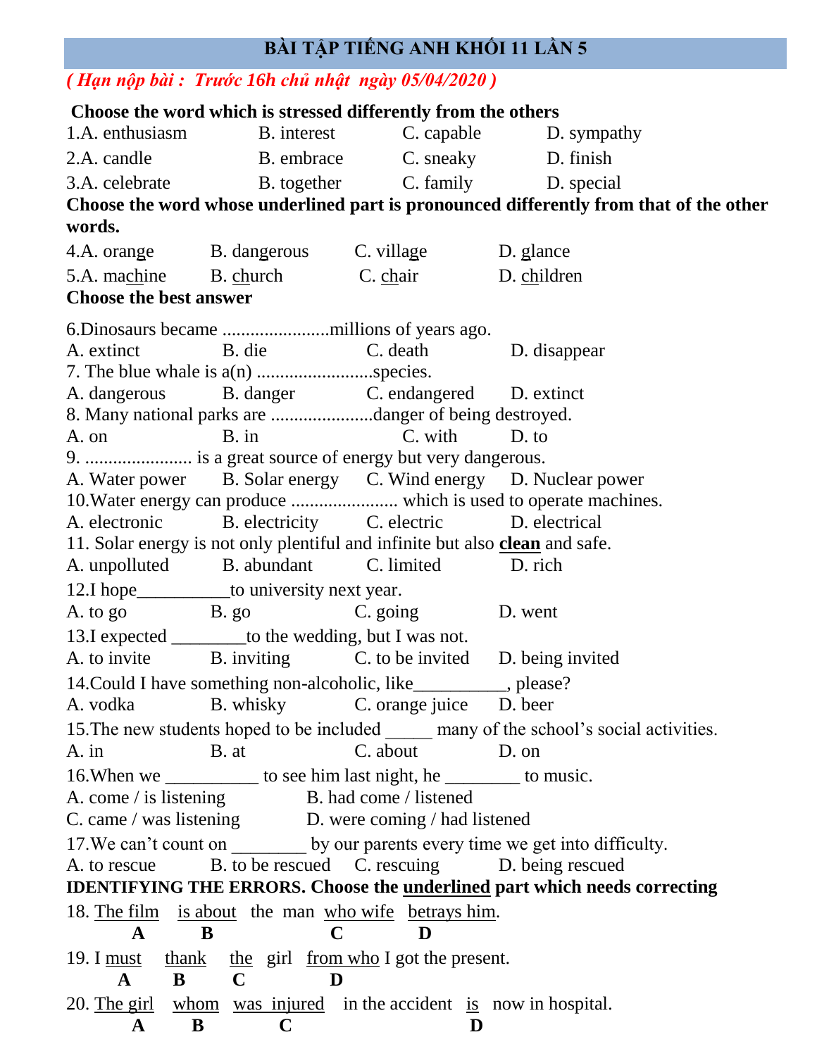# BÀI TẬP TIẾNG ANH KHỐI 11 LẦN 5

*( Hạn nộp bài : Trước 16h chủ nhật ngày 05/04/2020 )*

**Choose the word which is stressed differently from the others**

1.A. enthusiasm B. interest C. capable D. sympathy

2.A. candle B. embrace C. sneaky D. finish

3.A. celebrate B. together C. family D. special

**Choose the word whose underlined part is pronounced differently from that of the other words.**

4.A. orange B. dangerous C. village D. <u>g</u>lance

5.A. ma<u>ch</u>ine B. <u>ch</u>urch C. <u>ch</u>air D. <u>ch</u>ildren

**Choose the best answer**

6.Dinosaurs became .......................millions of years ago.
A. extinct B. die C. death D. disappear

7. The blue whale is a(n) .........................species.
A. dangerous B. danger C. endangered D. extinct

8. Many national parks are ......................danger of being destroyed.
A. on B. in C. with D. to

9. ....................... is a great source of energy but very dangerous.
A. Water power B. Solar energy C. Wind energy D. Nuclear power

10.Water energy can produce ....................... which is used to operate machines.
A. electronic B. electricity C. electric D. electrical

11. Solar energy is not only plentiful and infinite but also **<u>clean</u>** and safe.
A. unpolluted B. abundant C. limited D. rich

12.I hope__________to university next year.
A. to go B. go C. going D. went

13.I expected ________to the wedding, but I was not.
A. to invite B. inviting C. to be invited D. being invited

14.Could I have something non-alcoholic, like__________, please?
A. vodka B. whisky C. orange juice D. beer

15.The new students hoped to be included _____ many of the school's social activities.
A. in B. at C. about D. on

16.When we __________ to see him last night, he ________ to music.
A. come / is listening B. had come / listened
C. came / was listening D. were coming / had listened

17.We can't count on ________ by our parents every time we get into difficulty.
A. to rescue B. to be rescued C. rescuing D. being rescued

**IDENTIFYING THE ERRORS. Choose the <u>underlined</u> part which needs correcting**

18. <u>The film</u> (A) <u>is about</u> (B) the man <u>who wife</u> (C) <u>betrays him</u> (D).

19. I <u>must</u> (A) <u>thank</u> (B) <u>the</u> (C) girl <u>from who</u> (D) I got the present.

20. <u>The girl</u> (A) <u>whom</u> (B) <u>was injured</u> (C) in the accident <u>is</u> (D) now in hospital.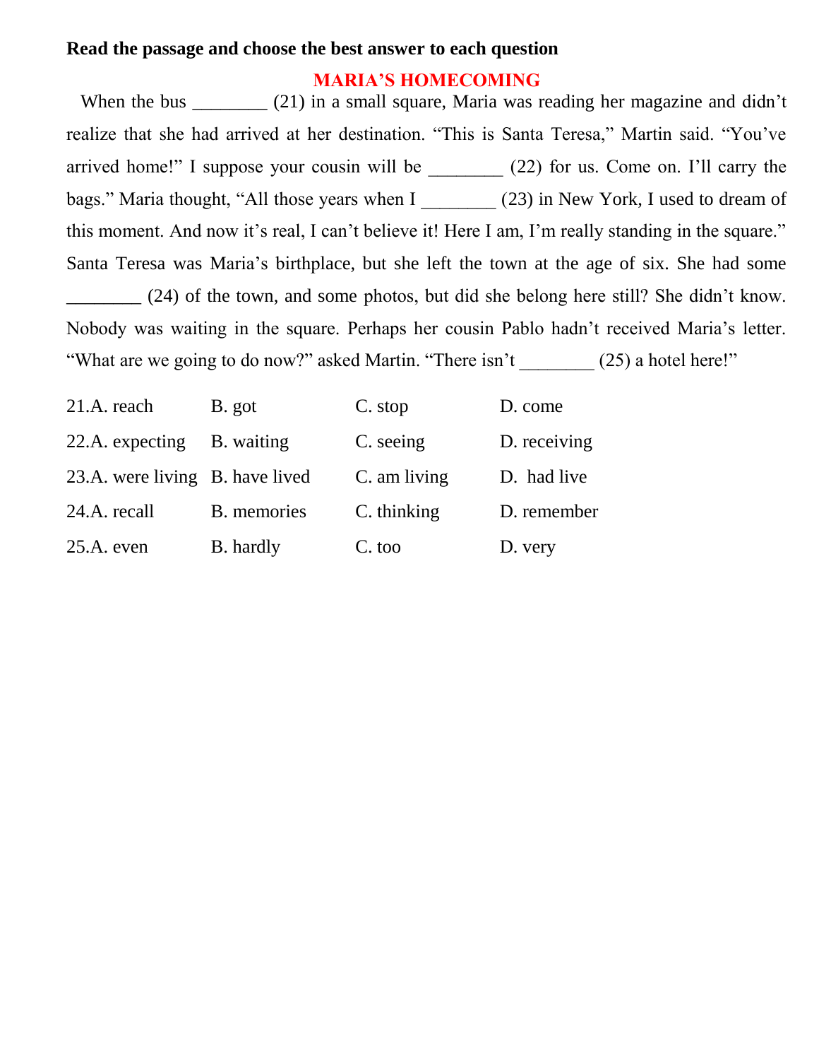**Read the passage and choose the best answer to each question**

## MARIA'S HOMECOMING

When the bus ________ (21) in a small square, Maria was reading her magazine and didn't realize that she had arrived at her destination. "This is Santa Teresa," Martin said. "You've arrived home!" I suppose your cousin will be ________ (22) for us. Come on. I'll carry the bags." Maria thought, "All those years when I ________ (23) in New York, I used to dream of this moment. And now it's real, I can't believe it! Here I am, I'm really standing in the square." Santa Teresa was Maria's birthplace, but she left the town at the age of six. She had some ________ (24) of the town, and some photos, but did she belong here still? She didn't know. Nobody was waiting in the square. Perhaps her cousin Pablo hadn't received Maria's letter. "What are we going to do now?" asked Martin. "There isn't ________ (25) a hotel here!"

21.A. reach B. got C. stop D. come

22.A. expecting B. waiting C. seeing D. receiving

23.A. were living B. have lived C. am living D. had live

24.A. recall B. memories C. thinking D. remember

25.A. even B. hardly C. too D. very